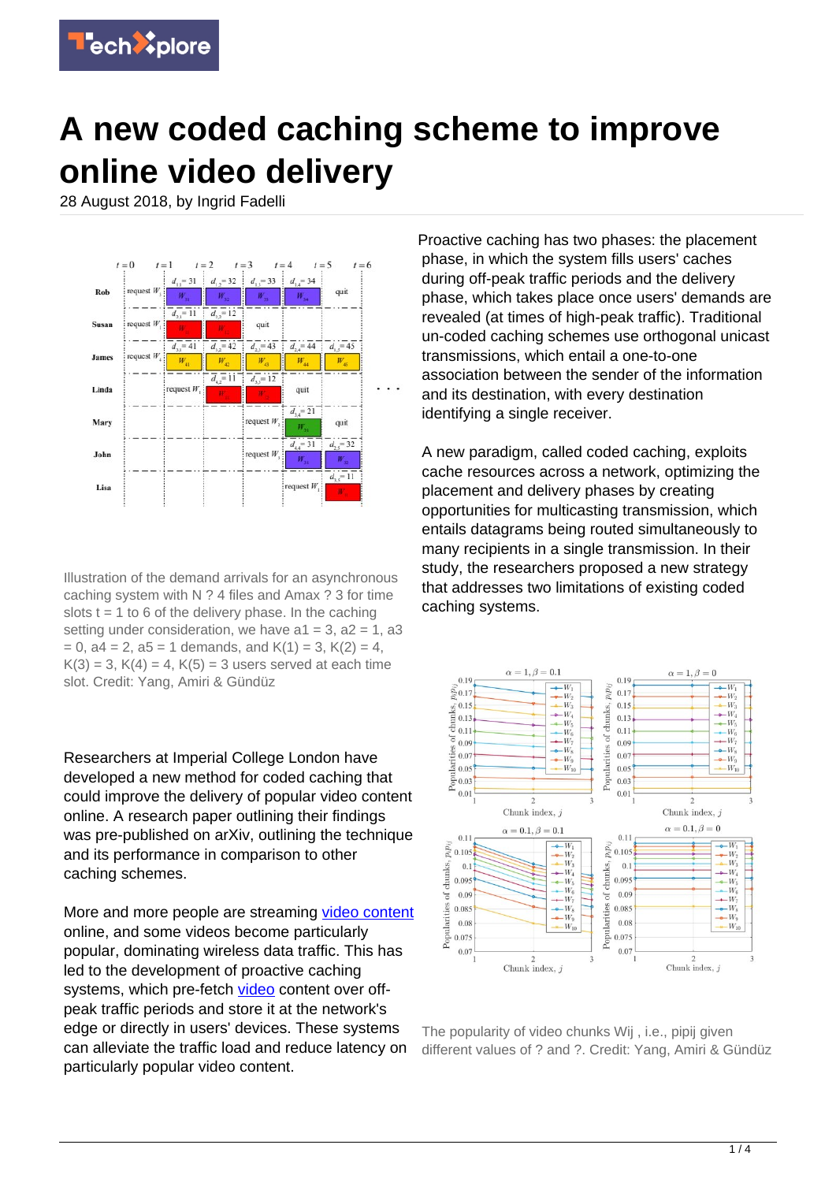# A new coded caching scheme to improve online video delivery

28 August 2018, by Ingrid Fadelli

Illustration of the demand arrivals for an asynchronous caching system with N ? 4 files and Amax ? 3 for time slots t = 1 to 6 of the delivery phase. In the caching setting under consideration, we have a1 = 3, a2 = 1, a3 = 0, a4 = 2, a5 = 1 demands, and K(1) = 3, K(2) = 4, K(3) = 3, K(4) = 4, K(5) = 3 users served at each time slot. Credit: Yang, Amiri & Gündüz

Researchers at Imperial College London have developed a new method for coded caching that could improve the delivery of popular video content online. A research paper outlining their findings was pre-published on arXiv, outlining the technique and its performance in comparison to other caching schemes.

More and more people are streaming video content online, and some videos become particularly popular, dominating wireless data traffic. This has led to the development of proactive caching systems, which pre-fetch video content over off-peak traffic periods and store it at the network's edge or directly in users' devices. These systems can alleviate the traffic load and reduce latency on particularly popular video content.

Proactive caching has two phases: the placement phase, in which the system fills users' caches during off-peak traffic periods and the delivery phase, which takes place once users' demands are revealed (at times of high-peak traffic). Traditional un-coded caching schemes use orthogonal unicast transmissions, which entail a one-to-one association between the sender of the information and its destination, with every destination identifying a single receiver.

A new paradigm, called coded caching, exploits cache resources across a network, optimizing the placement and delivery phases by creating opportunities for multicasting transmission, which entails datagrams being routed simultaneously to many recipients in a single transmission. In their study, the researchers proposed a new strategy that addresses two limitations of existing coded caching systems.

The popularity of video chunks Wij , i.e., pipij given different values of ? and ?. Credit: Yang, Amiri & Gündüz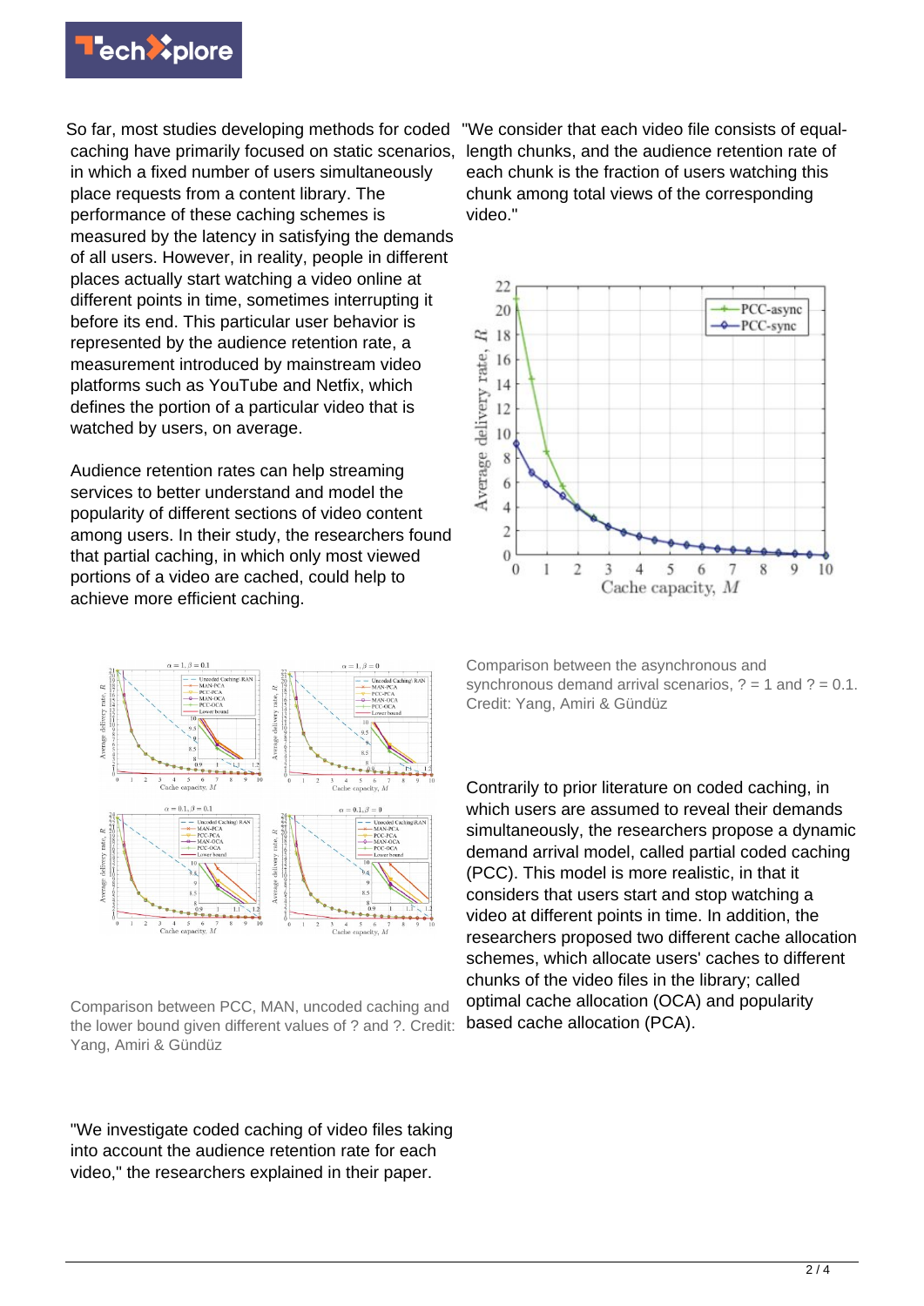So far, most studies developing methods for coded caching have primarily focused on static scenarios, in which a fixed number of users simultaneously place requests from a content library. The performance of these caching schemes is measured by the latency in satisfying the demands of all users. However, in reality, people in different places actually start watching a video online at different points in time, sometimes interrupting it before its end. This particular user behavior is represented by the audience retention rate, a measurement introduced by mainstream video platforms such as YouTube and Netfix, which defines the portion of a particular video that is watched by users, on average.

Audience retention rates can help streaming services to better understand and model the popularity of different sections of video content among users. In their study, the researchers found that partial caching, in which only most viewed portions of a video are cached, could help to achieve more efficient caching.

Comparison between PCC, MAN, uncoded caching and the lower bound given different values of ? and ?. Credit: Yang, Amiri & Gündüz

"We investigate coded caching of video files taking into account the audience retention rate for each video," the researchers explained in their paper. "We consider that each video file consists of equal-length chunks, and the audience retention rate of each chunk is the fraction of users watching this chunk among total views of the corresponding video."

Comparison between the asynchronous and synchronous demand arrival scenarios, ? = 1 and ? = 0.1. Credit: Yang, Amiri & Gündüz

Contrarily to prior literature on coded caching, in which users are assumed to reveal their demands simultaneously, the researchers propose a dynamic demand arrival model, called partial coded caching (PCC). This model is more realistic, in that it considers that users start and stop watching a video at different points in time. In addition, the researchers proposed two different cache allocation schemes, which allocate users' caches to different chunks of the video files in the library; called optimal cache allocation (OCA) and popularity based cache allocation (PCA).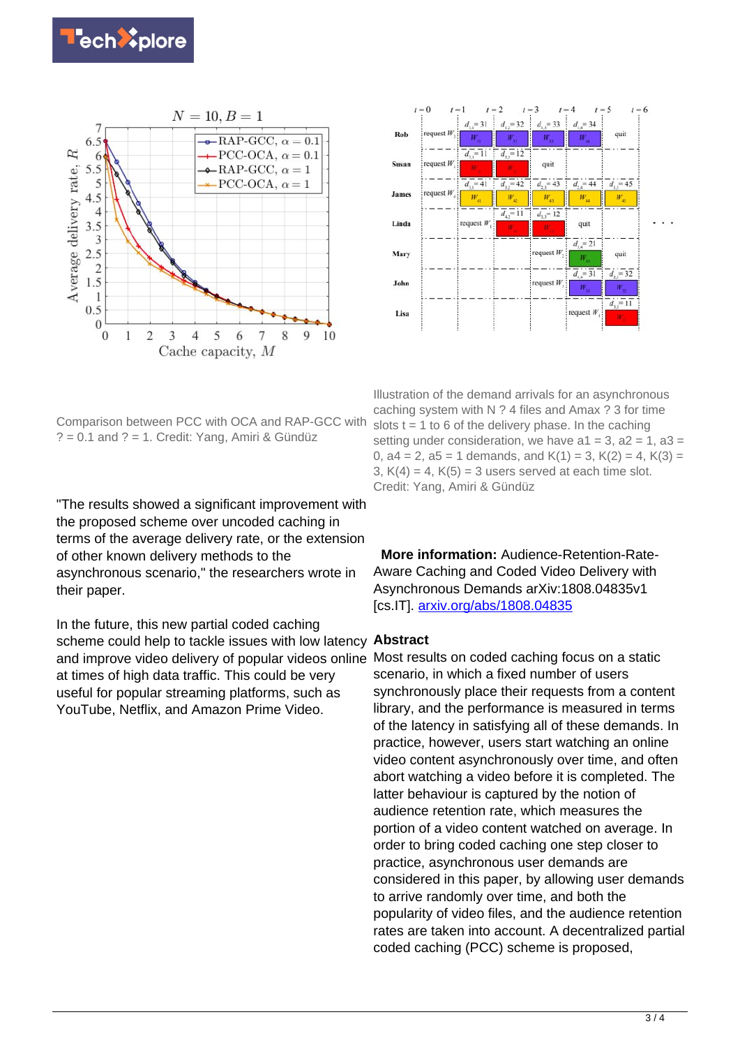Comparison between PCC with OCA and RAP-GCC with ? = 0.1 and ? = 1. Credit: Yang, Amiri & Gündüz

Illustration of the demand arrivals for an asynchronous caching system with N ? 4 files and Amax ? 3 for time slots t = 1 to 6 of the delivery phase. In the caching setting under consideration, we have a1 = 3, a2 = 1, a3 = 0, a4 = 2, a5 = 1 demands, and K(1) = 3, K(2) = 4, K(3) = 3, K(4) = 4, K(5) = 3 users served at each time slot. Credit: Yang, Amiri & Gündüz

"The results showed a significant improvement with the proposed scheme over uncoded caching in terms of the average delivery rate, or the extension of other known delivery methods to the asynchronous scenario," the researchers wrote in their paper.

In the future, this new partial coded caching scheme could help to tackle issues with low latency and improve video delivery of popular videos online at times of high data traffic. This could be very useful for popular streaming platforms, such as YouTube, Netflix, and Amazon Prime Video.

**More information:** Audience-Retention-Rate-Aware Caching and Coded Video Delivery with Asynchronous Demands arXiv:1808.04835v1 [cs.IT]. arxiv.org/abs/1808.04835

**Abstract**

Most results on coded caching focus on a static scenario, in which a fixed number of users synchronously place their requests from a content library, and the performance is measured in terms of the latency in satisfying all of these demands. In practice, however, users start watching an online video content asynchronously over time, and often abort watching a video before it is completed. The latter behaviour is captured by the notion of audience retention rate, which measures the portion of a video content watched on average. In order to bring coded caching one step closer to practice, asynchronous user demands are considered in this paper, by allowing user demands to arrive randomly over time, and both the popularity of video files, and the audience retention rates are taken into account. A decentralized partial coded caching (PCC) scheme is proposed,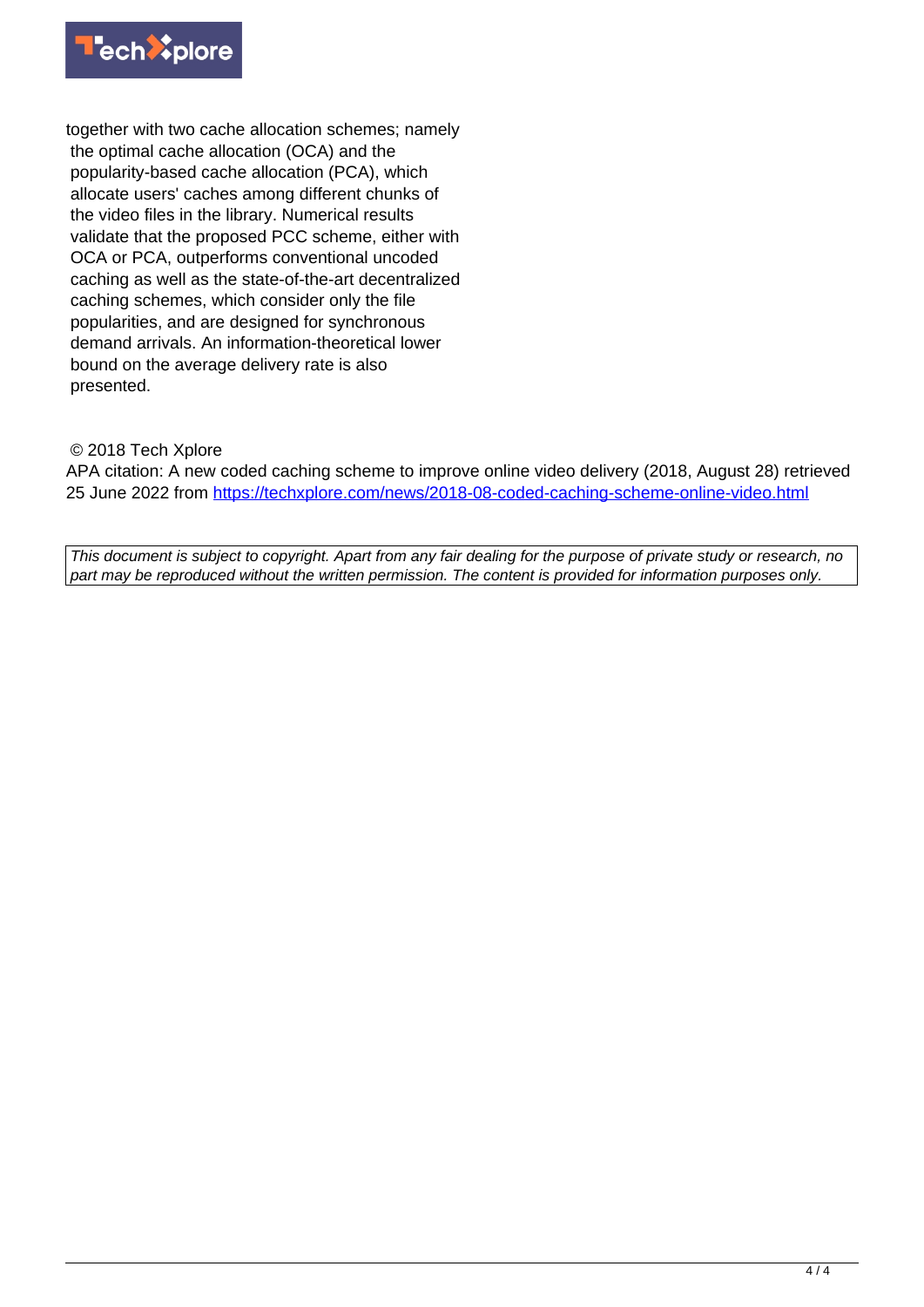together with two cache allocation schemes; namely the optimal cache allocation (OCA) and the popularity-based cache allocation (PCA), which allocate users' caches among different chunks of the video files in the library. Numerical results validate that the proposed PCC scheme, either with OCA or PCA, outperforms conventional uncoded caching as well as the state-of-the-art decentralized caching schemes, which consider only the file popularities, and are designed for synchronous demand arrivals. An information-theoretical lower bound on the average delivery rate is also presented.

© 2018 Tech Xplore

APA citation: A new coded caching scheme to improve online video delivery (2018, August 28) retrieved 25 June 2022 from https://techxplore.com/news/2018-08-coded-caching-scheme-online-video.html

*This document is subject to copyright. Apart from any fair dealing for the purpose of private study or research, no part may be reproduced without the written permission. The content is provided for information purposes only.*